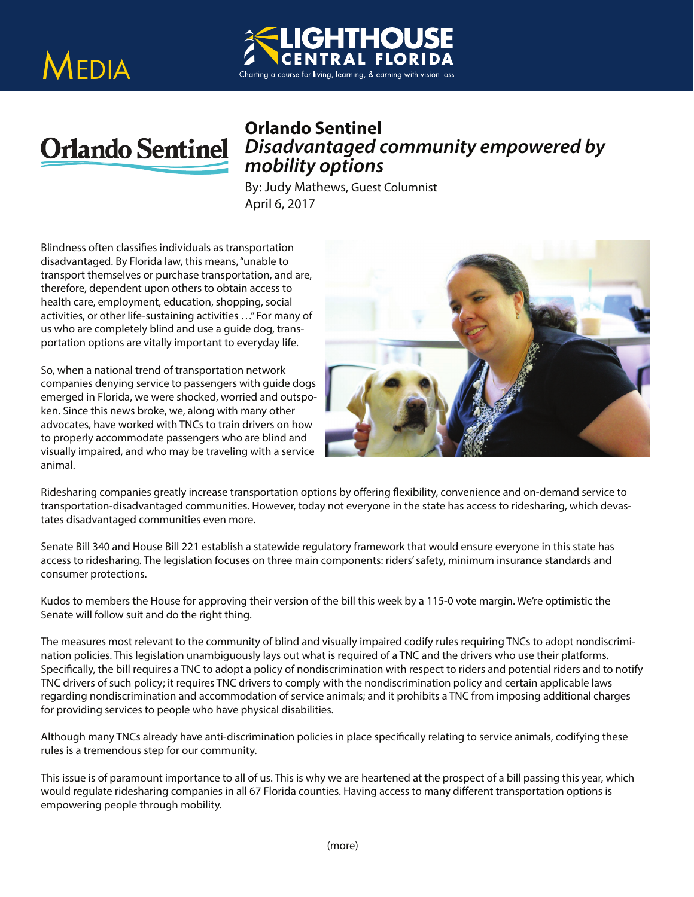# Media

**LIGHTHOUSE CENTRAL FLORIDA**

Charting a course for living, learning, & earning with vision loss

## Orlando Sentinel

### *Disadvantaged community empowered by mobility options*

By: Judy Mathews, Guest Columnist
April 6, 2017

Blindness often classifies individuals as transportation disadvantaged. By Florida law, this means, "unable to transport themselves or purchase transportation, and are, therefore, dependent upon others to obtain access to health care, employment, education, shopping, social activities, or other life-sustaining activities …" For many of us who are completely blind and use a guide dog, transportation options are vitally important to everyday life.

So, when a national trend of transportation network companies denying service to passengers with guide dogs emerged in Florida, we were shocked, worried and outspoken. Since this news broke, we, along with many other advocates, have worked with TNCs to train drivers on how to properly accommodate passengers who are blind and visually impaired, and who may be traveling with a service animal.

Ridesharing companies greatly increase transportation options by offering flexibility, convenience and on-demand service to transportation-disadvantaged communities. However, today not everyone in the state has access to ridesharing, which devastates disadvantaged communities even more.

Senate Bill 340 and House Bill 221 establish a statewide regulatory framework that would ensure everyone in this state has access to ridesharing. The legislation focuses on three main components: riders' safety, minimum insurance standards and consumer protections.

Kudos to members the House for approving their version of the bill this week by a 115-0 vote margin. We're optimistic the Senate will follow suit and do the right thing.

The measures most relevant to the community of blind and visually impaired codify rules requiring TNCs to adopt nondiscrimination policies. This legislation unambiguously lays out what is required of a TNC and the drivers who use their platforms. Specifically, the bill requires a TNC to adopt a policy of nondiscrimination with respect to riders and potential riders and to notify TNC drivers of such policy; it requires TNC drivers to comply with the nondiscrimination policy and certain applicable laws regarding nondiscrimination and accommodation of service animals; and it prohibits a TNC from imposing additional charges for providing services to people who have physical disabilities.

Although many TNCs already have anti-discrimination policies in place specifically relating to service animals, codifying these rules is a tremendous step for our community.

This issue is of paramount importance to all of us. This is why we are heartened at the prospect of a bill passing this year, which would regulate ridesharing companies in all 67 Florida counties. Having access to many different transportation options is empowering people through mobility.

(more)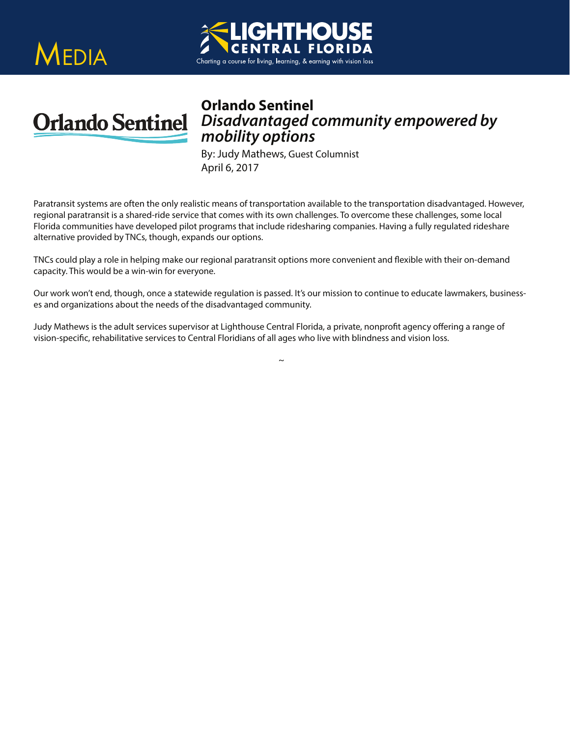# Orlando Sentinel

## *Disadvantaged community empowered by mobility options*

By: Judy Mathews, Guest Columnist
April 6, 2017

Paratransit systems are often the only realistic means of transportation available to the transportation disadvantaged. However, regional paratransit is a shared-ride service that comes with its own challenges. To overcome these challenges, some local Florida communities have developed pilot programs that include ridesharing companies. Having a fully regulated rideshare alternative provided by TNCs, though, expands our options.

TNCs could play a role in helping make our regional paratransit options more convenient and flexible with their on-demand capacity. This would be a win-win for everyone.

Our work won't end, though, once a statewide regulation is passed. It's our mission to continue to educate lawmakers, businesses and organizations about the needs of the disadvantaged community.

Judy Mathews is the adult services supervisor at Lighthouse Central Florida, a private, nonprofit agency offering a range of vision-specific, rehabilitative services to Central Floridians of all ages who live with blindness and vision loss.

~